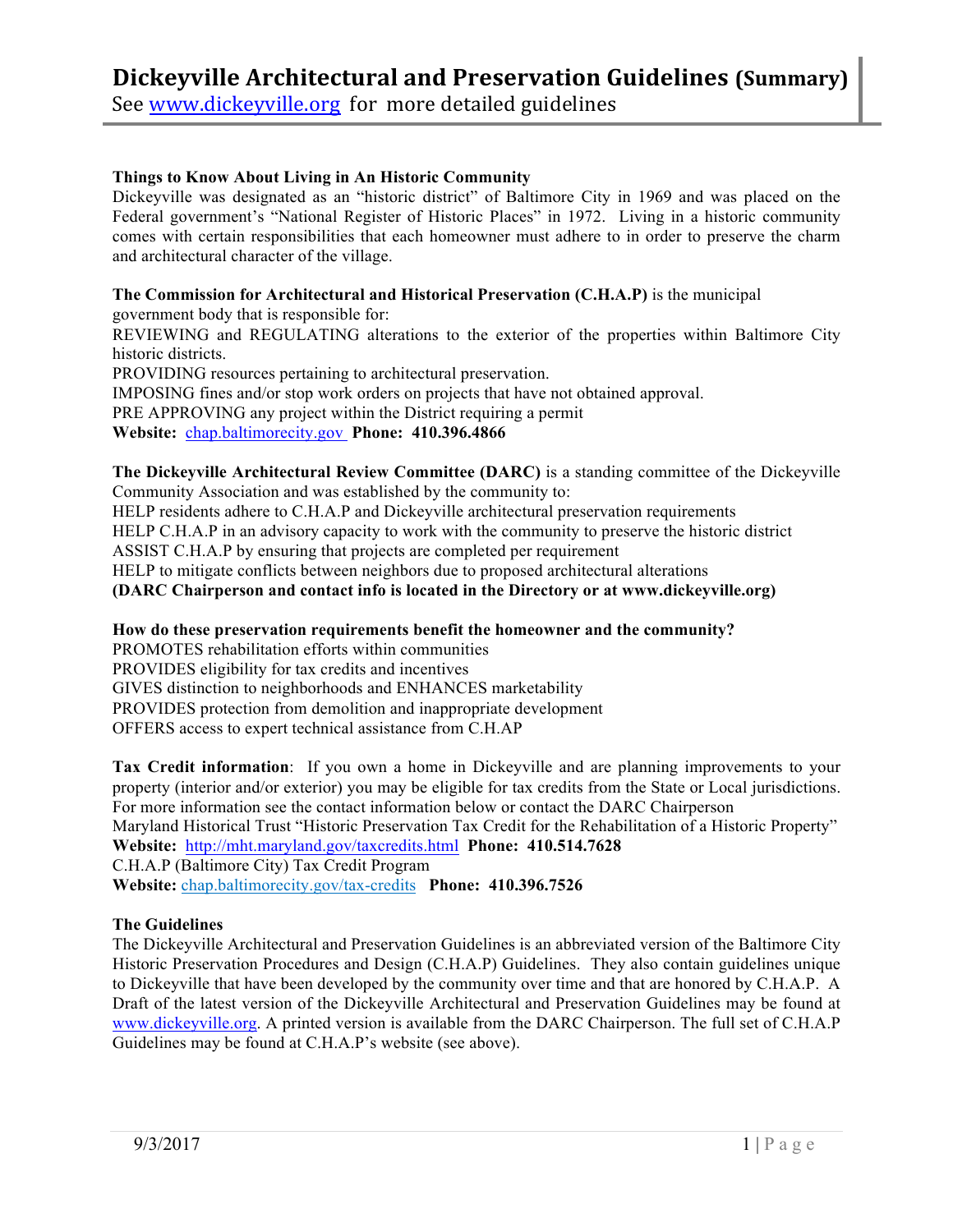# Dickeyville Architectural and Preservation Guidelines (Summary)

See www.dickeyville.org for more detailed guidelines

**Things to Know About Living in An Historic Community**

Dickeyville was designated as an "historic district" of Baltimore City in 1969 and was placed on the Federal government's "National Register of Historic Places" in 1972. Living in a historic community comes with certain responsibilities that each homeowner must adhere to in order to preserve the charm and architectural character of the village.

**The Commission for Architectural and Historical Preservation (C.H.A.P)** is the municipal government body that is responsible for:

REVIEWING and REGULATING alterations to the exterior of the properties within Baltimore City historic districts.

PROVIDING resources pertaining to architectural preservation.

IMPOSING fines and/or stop work orders on projects that have not obtained approval.

PRE APPROVING any project within the District requiring a permit

**Website:** chap.baltimorecity.gov **Phone: 410.396.4866**

**The Dickeyville Architectural Review Committee (DARC)** is a standing committee of the Dickeyville Community Association and was established by the community to:

HELP residents adhere to C.H.A.P and Dickeyville architectural preservation requirements

HELP C.H.A.P in an advisory capacity to work with the community to preserve the historic district

ASSIST C.H.A.P by ensuring that projects are completed per requirement

HELP to mitigate conflicts between neighbors due to proposed architectural alterations

**(DARC Chairperson and contact info is located in the Directory or at www.dickeyville.org)**

**How do these preservation requirements benefit the homeowner and the community?**

PROMOTES rehabilitation efforts within communities

PROVIDES eligibility for tax credits and incentives

GIVES distinction to neighborhoods and ENHANCES marketability

PROVIDES protection from demolition and inappropriate development

OFFERS access to expert technical assistance from C.H.AP

**Tax Credit information**: If you own a home in Dickeyville and are planning improvements to your property (interior and/or exterior) you may be eligible for tax credits from the State or Local jurisdictions. For more information see the contact information below or contact the DARC Chairperson

Maryland Historical Trust "Historic Preservation Tax Credit for the Rehabilitation of a Historic Property"

**Website:** http://mht.maryland.gov/taxcredits.html **Phone: 410.514.7628**

C.H.A.P (Baltimore City) Tax Credit Program

**Website:** chap.baltimorecity.gov/tax-credits **Phone: 410.396.7526**

**The Guidelines**

The Dickeyville Architectural and Preservation Guidelines is an abbreviated version of the Baltimore City Historic Preservation Procedures and Design (C.H.A.P) Guidelines. They also contain guidelines unique to Dickeyville that have been developed by the community over time and that are honored by C.H.A.P. A Draft of the latest version of the Dickeyville Architectural and Preservation Guidelines may be found at www.dickeyville.org. A printed version is available from the DARC Chairperson. The full set of C.H.A.P Guidelines may be found at C.H.A.P's website (see above).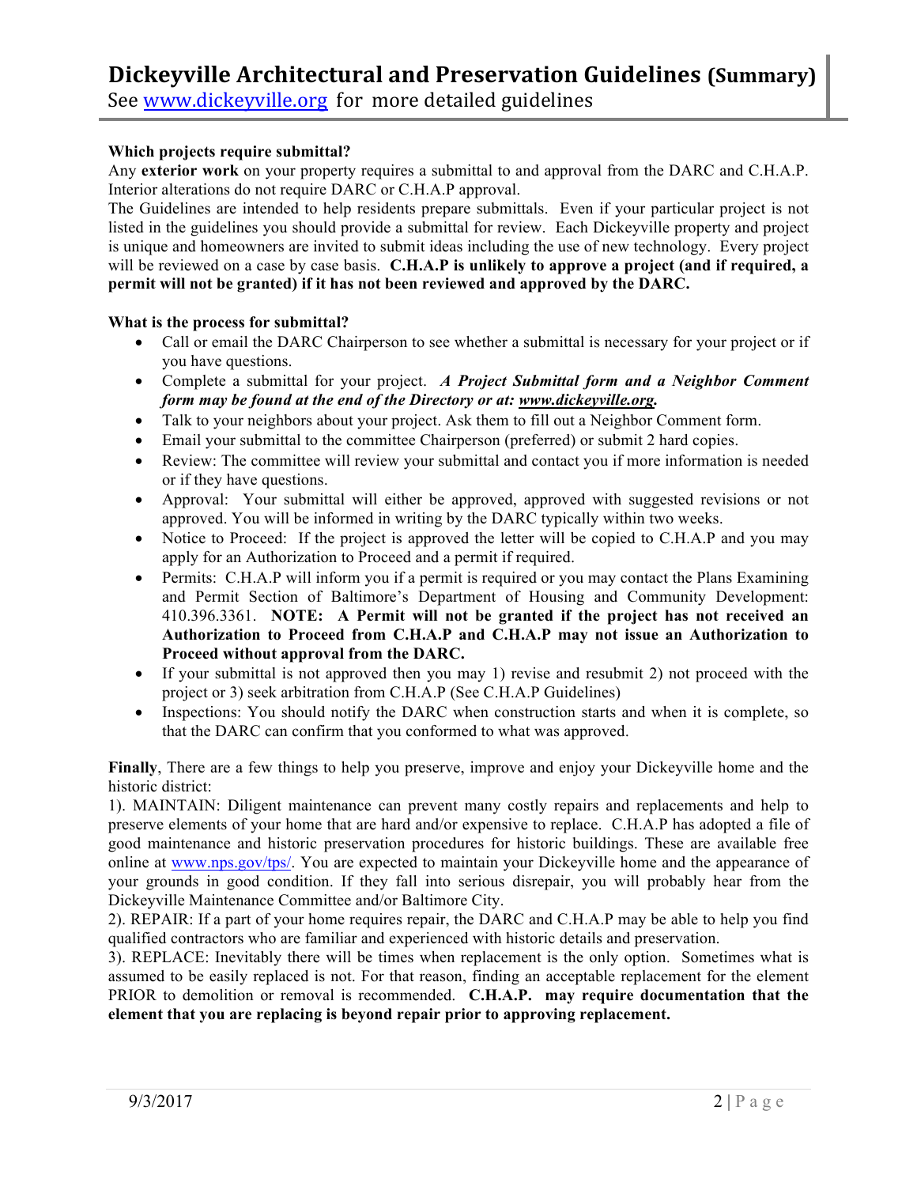# Dickeyville Architectural and Preservation Guidelines (Summary)

See [www.dickeyville.org](http://www.dickeyville.org) for more detailed guidelines

**Which projects require submittal?**

Any **exterior work** on your property requires a submittal to and approval from the DARC and C.H.A.P. Interior alterations do not require DARC or C.H.A.P approval.

The Guidelines are intended to help residents prepare submittals. Even if your particular project is not listed in the guidelines you should provide a submittal for review. Each Dickeyville property and project is unique and homeowners are invited to submit ideas including the use of new technology. Every project will be reviewed on a case by case basis. **C.H.A.P is unlikely to approve a project (and if required, a permit will not be granted) if it has not been reviewed and approved by the DARC.**

**What is the process for submittal?**

- Call or email the DARC Chairperson to see whether a submittal is necessary for your project or if you have questions.
- Complete a submittal for your project. ***A Project Submittal form and a Neighbor Comment form may be found at the end of the Directory or at: [www.dickeyville.org](http://www.dickeyville.org).***
- Talk to your neighbors about your project. Ask them to fill out a Neighbor Comment form.
- Email your submittal to the committee Chairperson (preferred) or submit 2 hard copies.
- Review: The committee will review your submittal and contact you if more information is needed or if they have questions.
- Approval: Your submittal will either be approved, approved with suggested revisions or not approved. You will be informed in writing by the DARC typically within two weeks.
- Notice to Proceed: If the project is approved the letter will be copied to C.H.A.P and you may apply for an Authorization to Proceed and a permit if required.
- Permits: C.H.A.P will inform you if a permit is required or you may contact the Plans Examining and Permit Section of Baltimore's Department of Housing and Community Development: 410.396.3361. **NOTE: A Permit will not be granted if the project has not received an Authorization to Proceed from C.H.A.P and C.H.A.P may not issue an Authorization to Proceed without approval from the DARC.**
- If your submittal is not approved then you may 1) revise and resubmit 2) not proceed with the project or 3) seek arbitration from C.H.A.P (See C.H.A.P Guidelines)
- Inspections: You should notify the DARC when construction starts and when it is complete, so that the DARC can confirm that you conformed to what was approved.

**Finally**, There are a few things to help you preserve, improve and enjoy your Dickeyville home and the historic district:

1). MAINTAIN: Diligent maintenance can prevent many costly repairs and replacements and help to preserve elements of your home that are hard and/or expensive to replace. C.H.A.P has adopted a file of good maintenance and historic preservation procedures for historic buildings. These are available free online at [www.nps.gov/tps/](http://www.nps.gov/tps/). You are expected to maintain your Dickeyville home and the appearance of your grounds in good condition. If they fall into serious disrepair, you will probably hear from the Dickeyville Maintenance Committee and/or Baltimore City.

2). REPAIR: If a part of your home requires repair, the DARC and C.H.A.P may be able to help you find qualified contractors who are familiar and experienced with historic details and preservation.

3). REPLACE: Inevitably there will be times when replacement is the only option. Sometimes what is assumed to be easily replaced is not. For that reason, finding an acceptable replacement for the element PRIOR to demolition or removal is recommended. **C.H.A.P. may require documentation that the element that you are replacing is beyond repair prior to approving replacement.**

9/3/2017